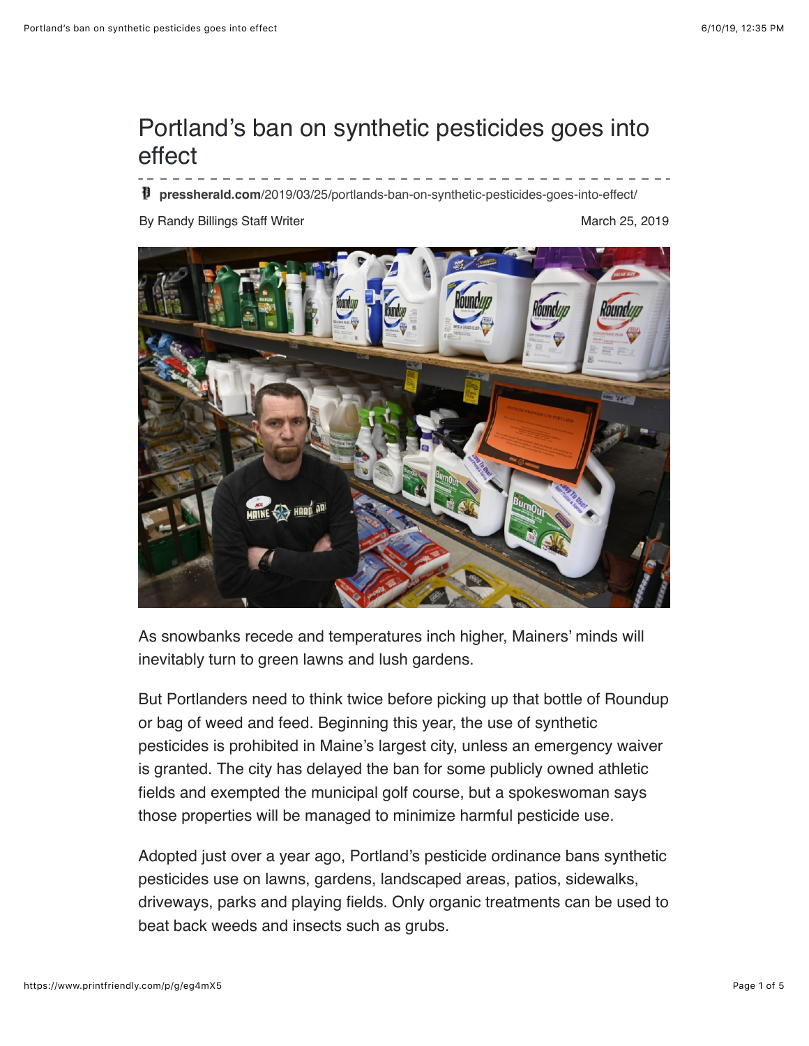# Portland's ban on synthetic pesticides goes into effect

**pressherald.com**/2019/03/25/portlands-ban-on-synthetic-pesticides-goes-into-effect/

By Randy Billings Staff Writer

March 25, 2019

As snowbanks recede and temperatures inch higher, Mainers' minds will inevitably turn to green lawns and lush gardens.

But Portlanders need to think twice before picking up that bottle of Roundup or bag of weed and feed. Beginning this year, the use of synthetic pesticides is prohibited in Maine's largest city, unless an emergency waiver is granted. The city has delayed the ban for some publicly owned athletic fields and exempted the municipal golf course, but a spokeswoman says those properties will be managed to minimize harmful pesticide use.

Adopted just over a year ago, Portland's pesticide ordinance bans synthetic pesticides use on lawns, gardens, landscaped areas, patios, sidewalks, driveways, parks and playing fields. Only organic treatments can be used to beat back weeds and insects such as grubs.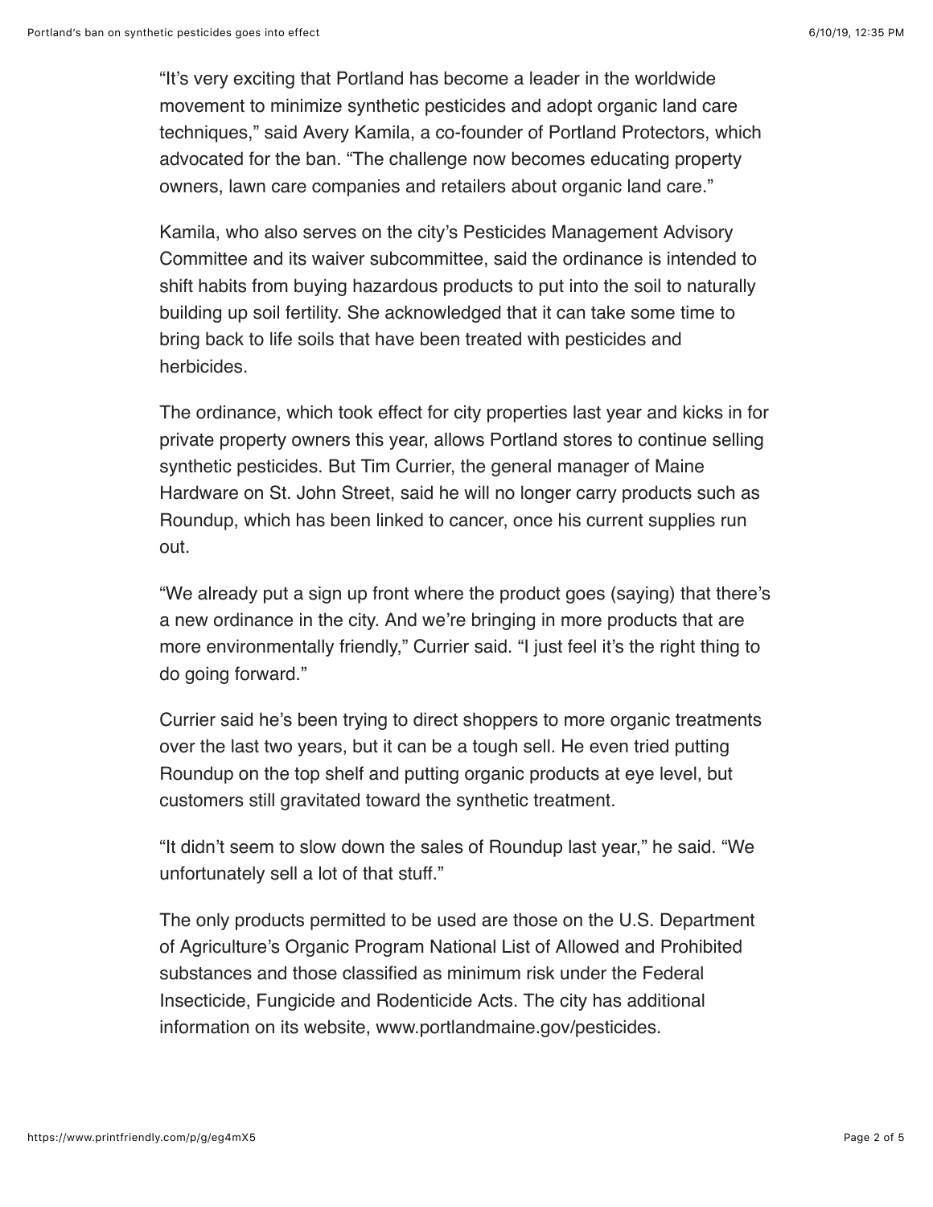"It's very exciting that Portland has become a leader in the worldwide movement to minimize synthetic pesticides and adopt organic land care techniques," said Avery Kamila, a co-founder of Portland Protectors, which advocated for the ban. "The challenge now becomes educating property owners, lawn care companies and retailers about organic land care."

Kamila, who also serves on the city's Pesticides Management Advisory Committee and its waiver subcommittee, said the ordinance is intended to shift habits from buying hazardous products to put into the soil to naturally building up soil fertility. She acknowledged that it can take some time to bring back to life soils that have been treated with pesticides and herbicides.

The ordinance, which took effect for city properties last year and kicks in for private property owners this year, allows Portland stores to continue selling synthetic pesticides. But Tim Currier, the general manager of Maine Hardware on St. John Street, said he will no longer carry products such as Roundup, which has been linked to cancer, once his current supplies run out.

"We already put a sign up front where the product goes (saying) that there's a new ordinance in the city. And we're bringing in more products that are more environmentally friendly," Currier said. "I just feel it's the right thing to do going forward."

Currier said he's been trying to direct shoppers to more organic treatments over the last two years, but it can be a tough sell. He even tried putting Roundup on the top shelf and putting organic products at eye level, but customers still gravitated toward the synthetic treatment.

"It didn't seem to slow down the sales of Roundup last year," he said. "We unfortunately sell a lot of that stuff."

The only products permitted to be used are those on the U.S. Department of Agriculture's Organic Program National List of Allowed and Prohibited substances and those classified as minimum risk under the Federal Insecticide, Fungicide and Rodenticide Acts. The city has additional information on its website, www.portlandmaine.gov/pesticides.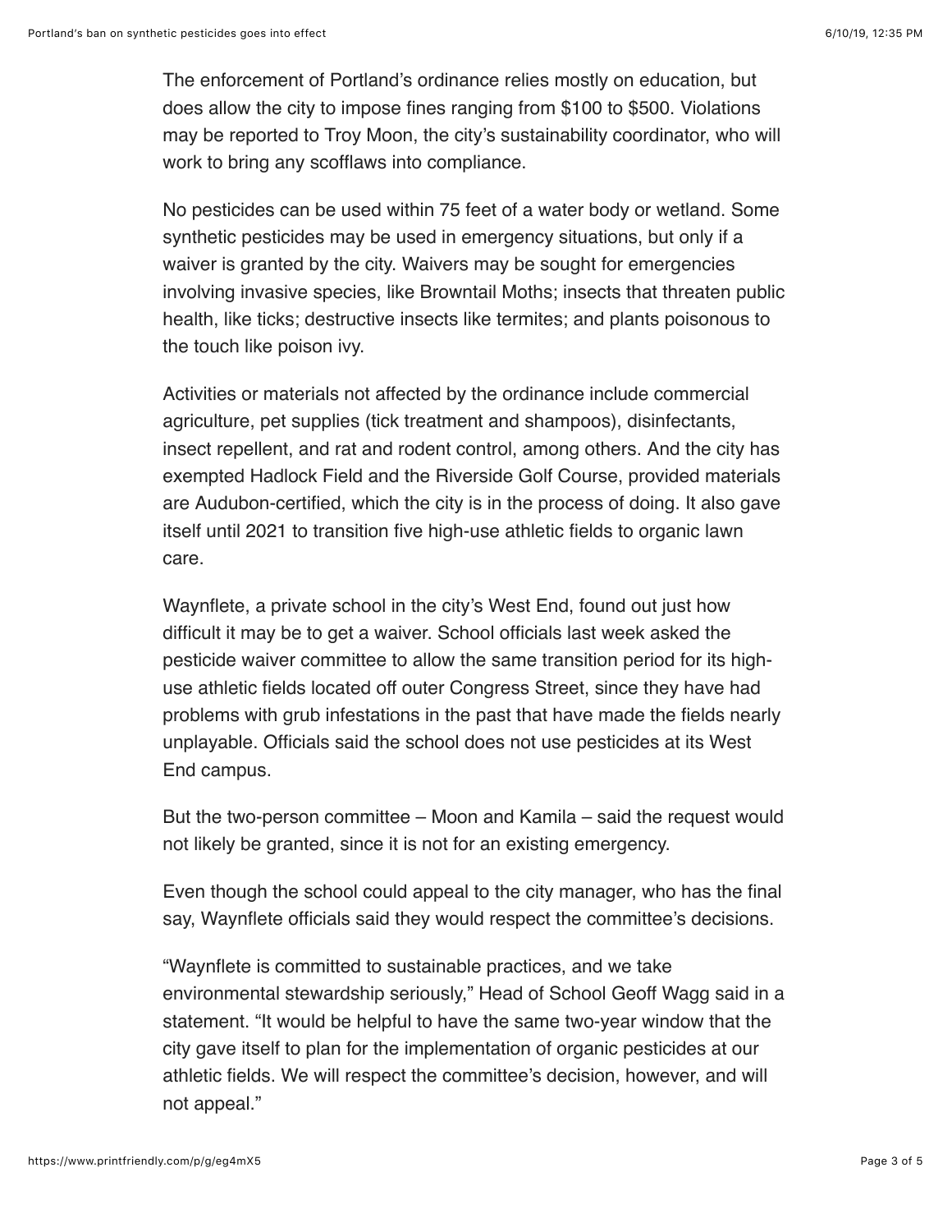The enforcement of Portland's ordinance relies mostly on education, but does allow the city to impose fines ranging from $100 to $500. Violations may be reported to Troy Moon, the city's sustainability coordinator, who will work to bring any scofflaws into compliance.

No pesticides can be used within 75 feet of a water body or wetland. Some synthetic pesticides may be used in emergency situations, but only if a waiver is granted by the city. Waivers may be sought for emergencies involving invasive species, like Browntail Moths; insects that threaten public health, like ticks; destructive insects like termites; and plants poisonous to the touch like poison ivy.

Activities or materials not affected by the ordinance include commercial agriculture, pet supplies (tick treatment and shampoos), disinfectants, insect repellent, and rat and rodent control, among others. And the city has exempted Hadlock Field and the Riverside Golf Course, provided materials are Audubon-certified, which the city is in the process of doing. It also gave itself until 2021 to transition five high-use athletic fields to organic lawn care.

Waynflete, a private school in the city's West End, found out just how difficult it may be to get a waiver. School officials last week asked the pesticide waiver committee to allow the same transition period for its high-use athletic fields located off outer Congress Street, since they have had problems with grub infestations in the past that have made the fields nearly unplayable. Officials said the school does not use pesticides at its West End campus.

But the two-person committee – Moon and Kamila – said the request would not likely be granted, since it is not for an existing emergency.

Even though the school could appeal to the city manager, who has the final say, Waynflete officials said they would respect the committee's decisions.

"Waynflete is committed to sustainable practices, and we take environmental stewardship seriously," Head of School Geoff Wagg said in a statement. "It would be helpful to have the same two-year window that the city gave itself to plan for the implementation of organic pesticides at our athletic fields. We will respect the committee's decision, however, and will not appeal."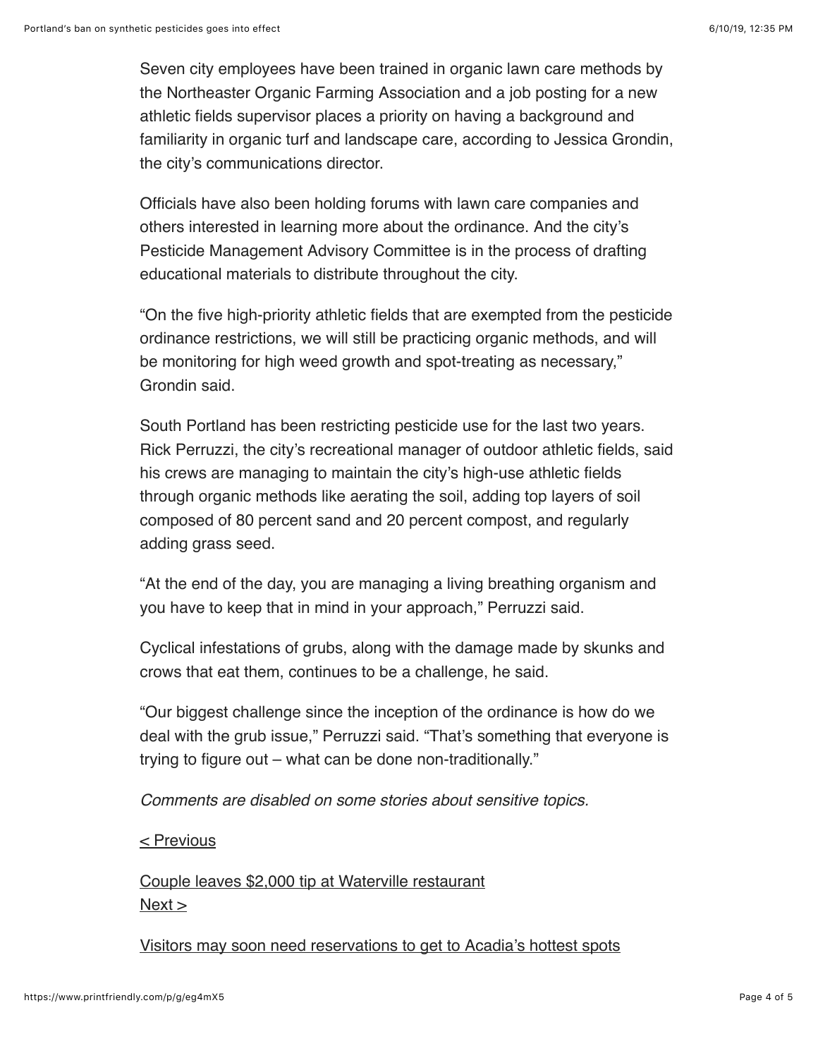Seven city employees have been trained in organic lawn care methods by the Northeaster Organic Farming Association and a job posting for a new athletic fields supervisor places a priority on having a background and familiarity in organic turf and landscape care, according to Jessica Grondin, the city's communications director.

Officials have also been holding forums with lawn care companies and others interested in learning more about the ordinance. And the city's Pesticide Management Advisory Committee is in the process of drafting educational materials to distribute throughout the city.

"On the five high-priority athletic fields that are exempted from the pesticide ordinance restrictions, we will still be practicing organic methods, and will be monitoring for high weed growth and spot-treating as necessary," Grondin said.

South Portland has been restricting pesticide use for the last two years. Rick Perruzzi, the city's recreational manager of outdoor athletic fields, said his crews are managing to maintain the city's high-use athletic fields through organic methods like aerating the soil, adding top layers of soil composed of 80 percent sand and 20 percent compost, and regularly adding grass seed.

"At the end of the day, you are managing a living breathing organism and you have to keep that in mind in your approach," Perruzzi said.

Cyclical infestations of grubs, along with the damage made by skunks and crows that eat them, continues to be a challenge, he said.

"Our biggest challenge since the inception of the ordinance is how do we deal with the grub issue," Perruzzi said. "That's something that everyone is trying to figure out – what can be done non-traditionally."

*Comments are disabled on some stories about sensitive topics.*

< Previous

Couple leaves $2,000 tip at Waterville restaurant

Next >

Visitors may soon need reservations to get to Acadia's hottest spots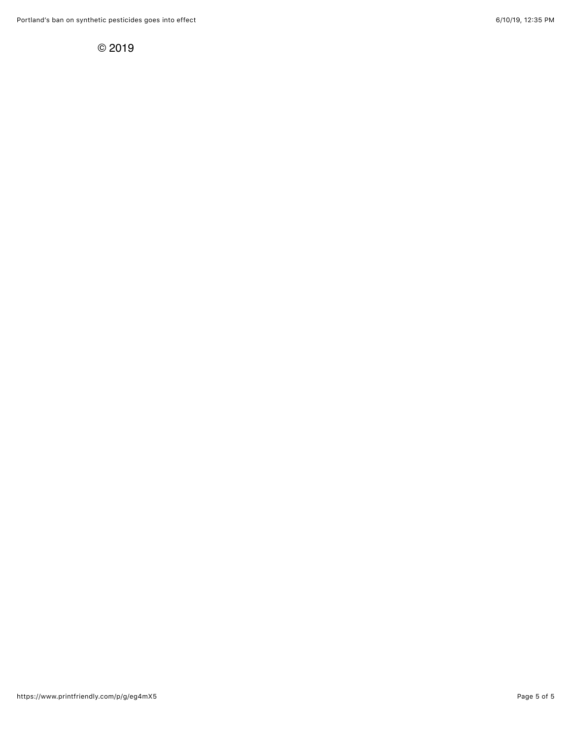© 2019